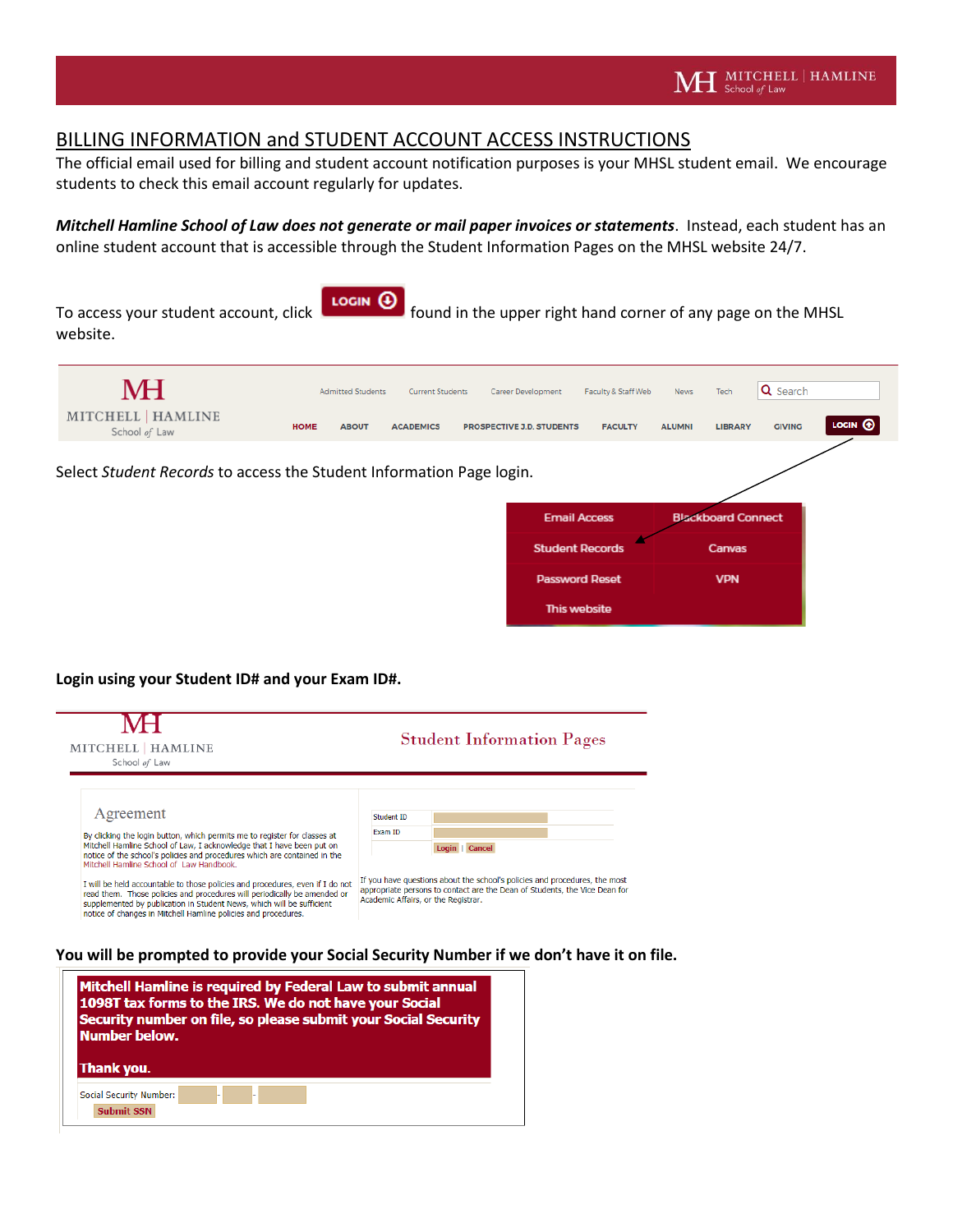## BILLING INFORMATION and STUDENT ACCOUNT ACCESS INSTRUCTIONS

The official email used for billing and student account notification purposes is your MHSL student email. We encourage students to check this email account regularly for updates.

***Mitchell Hamline School of Law does not generate or mail paper invoices or statements***. Instead, each student has an online student account that is accessible through the Student Information Pages on the MHSL website 24/7.

To access your student account, click LOGIN found in the upper right hand corner of any page on the MHSL website.

Select *Student Records* to access the Student Information Page login.

**Login using your Student ID# and your Exam ID#.**

**You will be prompted to provide your Social Security Number if we don't have it on file.**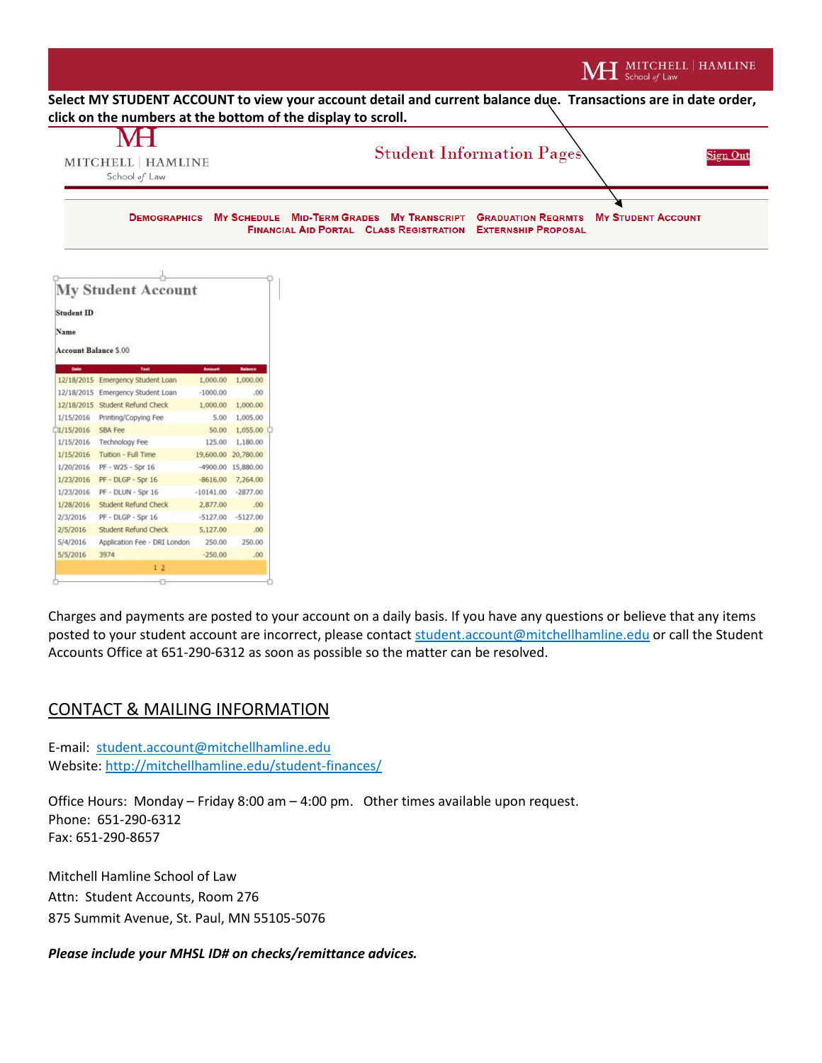**Select MY STUDENT ACCOUNT to view your account detail and current balance due. Transactions are in date order, click on the numbers at the bottom of the display to scroll.**

Student Information Pages

Sign Out

DEMOGRAPHICS MY SCHEDULE MID-TERM GRADES MY TRANSCRIPT GRADUATION REQRMTS MY STUDENT ACCOUNT FINANCIAL AID PORTAL CLASS REGISTRATION EXTERNSHIP PROPOSAL

**My Student Account**

**Student ID**

**Name**

**Account Balance** $.00

| Date | Text | Amount | Balance |
|---|---|---|---|
| 12/18/2015 | Emergency Student Loan | 1,000.00 | 1,000.00 |
| 12/18/2015 | Emergency Student Loan | -1000.00 | .00 |
| 12/18/2015 | Student Refund Check | 1,000.00 | 1,000.00 |
| 1/15/2016 | Printing/Copying Fee | 5.00 | 1,005.00 |
| 1/15/2016 | SBA Fee | 50.00 | 1,055.00 |
| 1/15/2016 | Technology Fee | 125.00 | 1,180.00 |
| 1/15/2016 | Tuition - Full Time | 19,600.00 | 20,780.00 |
| 1/20/2016 | PF - W25 - Spr 16 | -4900.00 | 15,880.00 |
| 1/23/2016 | PF - DLGP - Spr 16 | -8616.00 | 7,264.00 |
| 1/23/2016 | PF - DLUN - Spr 16 | -10141.00 | -2877.00 |
| 1/28/2016 | Student Refund Check | 2,877.00 | .00 |
| 2/3/2016 | PF - DLGP - Spr 16 | -5127.00 | -5127.00 |
| 2/5/2016 | Student Refund Check | 5,127.00 | .00 |
| 5/4/2016 | Application Fee - DRI London | 250.00 | 250.00 |
| 5/5/2016 | 3974 | -250.00 | .00 |

1 2

Charges and payments are posted to your account on a daily basis. If you have any questions or believe that any items posted to your student account are incorrect, please contact student.account@mitchellhamline.edu or call the Student Accounts Office at 651-290-6312 as soon as possible so the matter can be resolved.

## CONTACT & MAILING INFORMATION

E-mail: student.account@mitchellhamline.edu
Website: http://mitchellhamline.edu/student-finances/

Office Hours: Monday – Friday 8:00 am – 4:00 pm. Other times available upon request.
Phone: 651-290-6312
Fax: 651-290-8657

Mitchell Hamline School of Law
Attn: Student Accounts, Room 276
875 Summit Avenue, St. Paul, MN 55105-5076

***Please include your MHSL ID# on checks/remittance advices.***